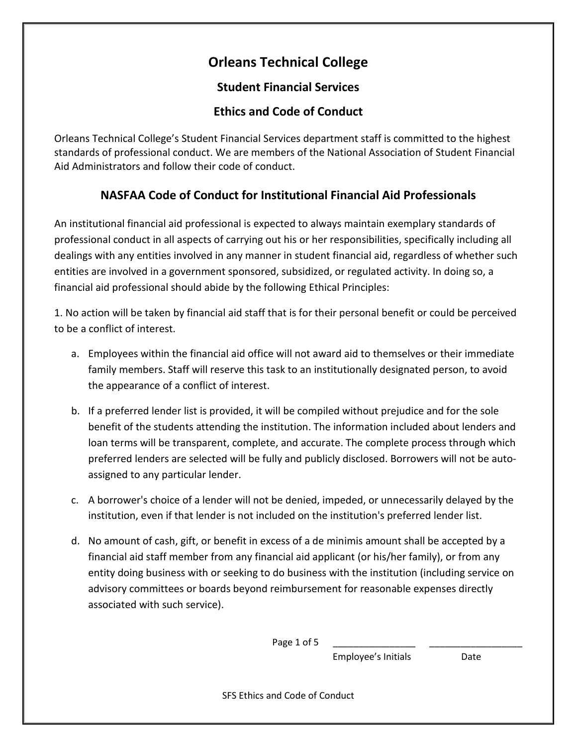# Orleans Technical College

## Student Financial Services

## Ethics and Code of Conduct

Orleans Technical College's Student Financial Services department staff is committed to the highest standards of professional conduct. We are members of the National Association of Student Financial Aid Administrators and follow their code of conduct.

## NASFAA Code of Conduct for Institutional Financial Aid Professionals

An institutional financial aid professional is expected to always maintain exemplary standards of professional conduct in all aspects of carrying out his or her responsibilities, specifically including all dealings with any entities involved in any manner in student financial aid, regardless of whether such entities are involved in a government sponsored, subsidized, or regulated activity. In doing so, a financial aid professional should abide by the following Ethical Principles:

1. No action will be taken by financial aid staff that is for their personal benefit or could be perceived to be a conflict of interest.

    a. Employees within the financial aid office will not award aid to themselves or their immediate family members. Staff will reserve this task to an institutionally designated person, to avoid the appearance of a conflict of interest.

    b. If a preferred lender list is provided, it will be compiled without prejudice and for the sole benefit of the students attending the institution. The information included about lenders and loan terms will be transparent, complete, and accurate. The complete process through which preferred lenders are selected will be fully and publicly disclosed. Borrowers will not be auto-assigned to any particular lender.

    c. A borrower's choice of a lender will not be denied, impeded, or unnecessarily delayed by the institution, even if that lender is not included on the institution's preferred lender list.

    d. No amount of cash, gift, or benefit in excess of a de minimis amount shall be accepted by a financial aid staff member from any financial aid applicant (or his/her family), or from any entity doing business with or seeking to do business with the institution (including service on advisory committees or boards beyond reimbursement for reasonable expenses directly associated with such service).

\_\_\_\_\_\_\_\_\_\_\_\_\_\_\_\_ Employee's Initials &nbsp;&nbsp;&nbsp; \_\_\_\_\_\_\_\_\_\_\_\_\_\_\_\_ Date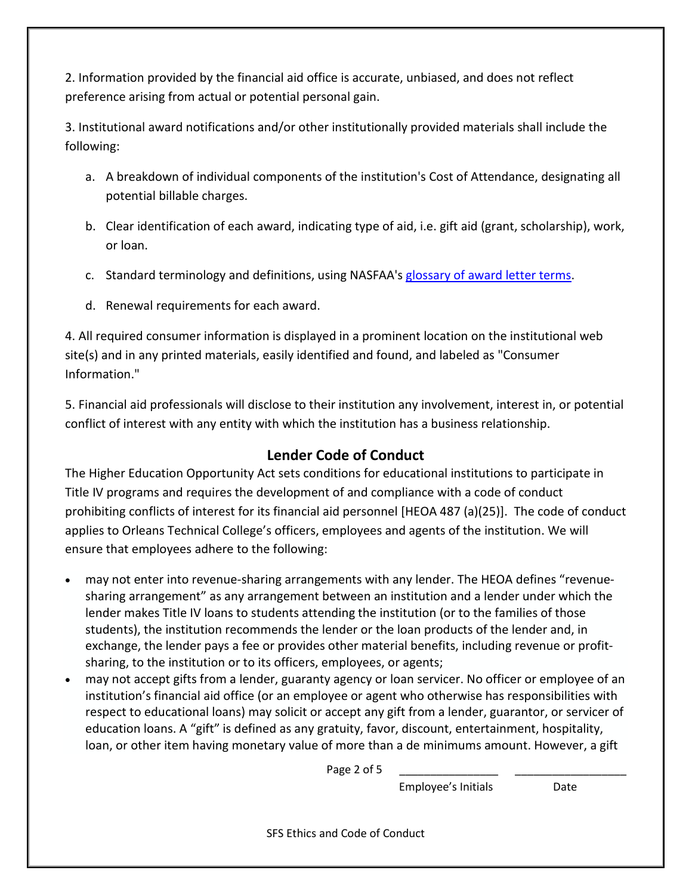2. Information provided by the financial aid office is accurate, unbiased, and does not reflect preference arising from actual or potential personal gain.

3. Institutional award notifications and/or other institutionally provided materials shall include the following:

   a. A breakdown of individual components of the institution's Cost of Attendance, designating all potential billable charges.

   b. Clear identification of each award, indicating type of aid, i.e. gift aid (grant, scholarship), work, or loan.

   c. Standard terminology and definitions, using NASFAA's glossary of award letter terms.

   d. Renewal requirements for each award.

4. All required consumer information is displayed in a prominent location on the institutional web site(s) and in any printed materials, easily identified and found, and labeled as "Consumer Information."

5. Financial aid professionals will disclose to their institution any involvement, interest in, or potential conflict of interest with any entity with which the institution has a business relationship.

## Lender Code of Conduct

The Higher Education Opportunity Act sets conditions for educational institutions to participate in Title IV programs and requires the development of and compliance with a code of conduct prohibiting conflicts of interest for its financial aid personnel [HEOA 487 (a)(25)]. The code of conduct applies to Orleans Technical College's officers, employees and agents of the institution. We will ensure that employees adhere to the following:

- may not enter into revenue-sharing arrangements with any lender. The HEOA defines "revenue-sharing arrangement" as any arrangement between an institution and a lender under which the lender makes Title IV loans to students attending the institution (or to the families of those students), the institution recommends the lender or the loan products of the lender and, in exchange, the lender pays a fee or provides other material benefits, including revenue or profit-sharing, to the institution or to its officers, employees, or agents;
- may not accept gifts from a lender, guaranty agency or loan servicer. No officer or employee of an institution's financial aid office (or an employee or agent who otherwise has responsibilities with respect to educational loans) may solicit or accept any gift from a lender, guarantor, or servicer of education loans. A "gift" is defined as any gratuity, favor, discount, entertainment, hospitality, loan, or other item having monetary value of more than a de minimums amount. However, a gift

_______________ _________________
Employee's Initials Date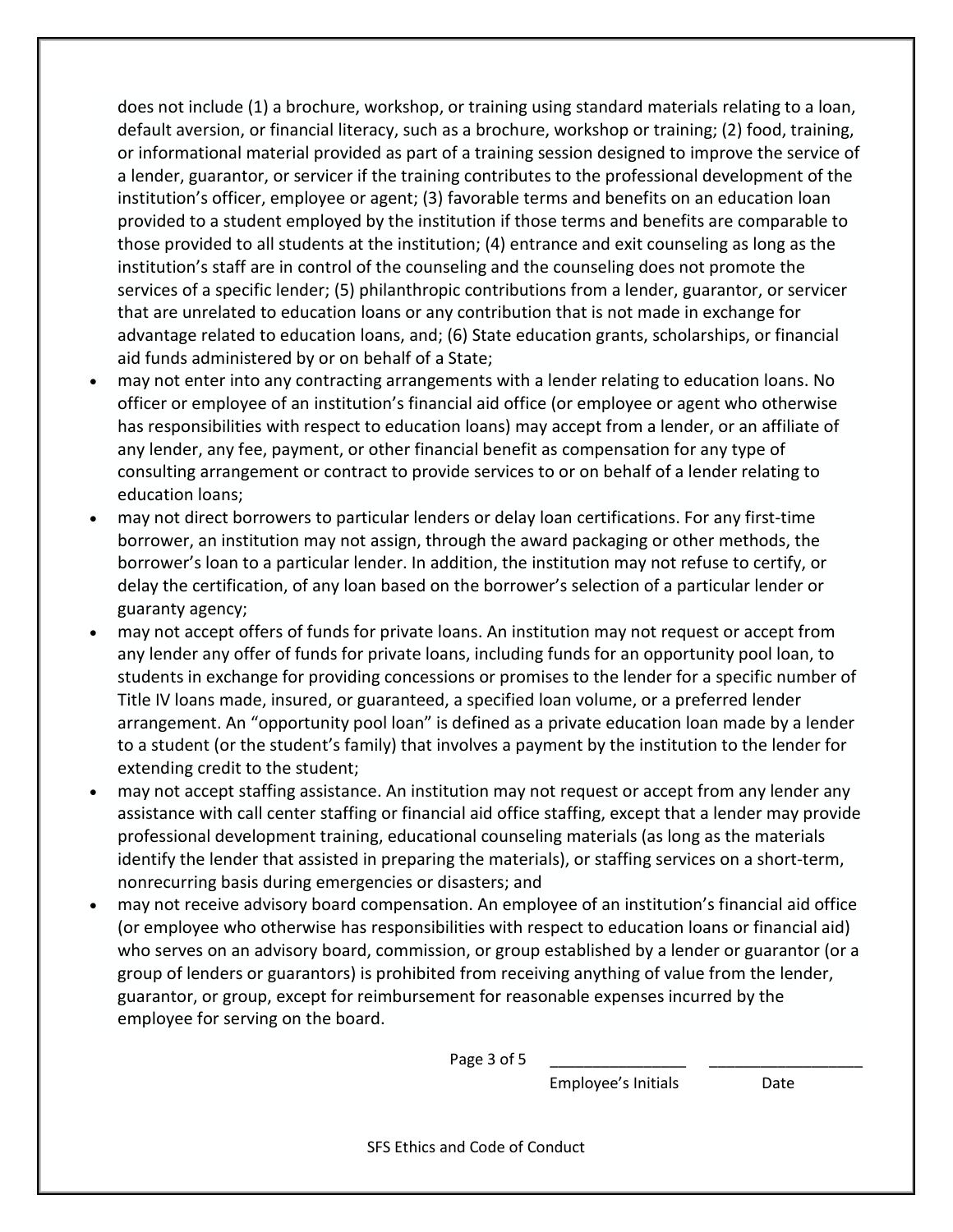does not include (1) a brochure, workshop, or training using standard materials relating to a loan, default aversion, or financial literacy, such as a brochure, workshop or training; (2) food, training, or informational material provided as part of a training session designed to improve the service of a lender, guarantor, or servicer if the training contributes to the professional development of the institution's officer, employee or agent; (3) favorable terms and benefits on an education loan provided to a student employed by the institution if those terms and benefits are comparable to those provided to all students at the institution; (4) entrance and exit counseling as long as the institution's staff are in control of the counseling and the counseling does not promote the services of a specific lender; (5) philanthropic contributions from a lender, guarantor, or servicer that are unrelated to education loans or any contribution that is not made in exchange for advantage related to education loans, and; (6) State education grants, scholarships, or financial aid funds administered by or on behalf of a State;

- may not enter into any contracting arrangements with a lender relating to education loans. No officer or employee of an institution's financial aid office (or employee or agent who otherwise has responsibilities with respect to education loans) may accept from a lender, or an affiliate of any lender, any fee, payment, or other financial benefit as compensation for any type of consulting arrangement or contract to provide services to or on behalf of a lender relating to education loans;
- may not direct borrowers to particular lenders or delay loan certifications. For any first-time borrower, an institution may not assign, through the award packaging or other methods, the borrower's loan to a particular lender. In addition, the institution may not refuse to certify, or delay the certification, of any loan based on the borrower's selection of a particular lender or guaranty agency;
- may not accept offers of funds for private loans. An institution may not request or accept from any lender any offer of funds for private loans, including funds for an opportunity pool loan, to students in exchange for providing concessions or promises to the lender for a specific number of Title IV loans made, insured, or guaranteed, a specified loan volume, or a preferred lender arrangement. An "opportunity pool loan" is defined as a private education loan made by a lender to a student (or the student's family) that involves a payment by the institution to the lender for extending credit to the student;
- may not accept staffing assistance. An institution may not request or accept from any lender any assistance with call center staffing or financial aid office staffing, except that a lender may provide professional development training, educational counseling materials (as long as the materials identify the lender that assisted in preparing the materials), or staffing services on a short-term, nonrecurring basis during emergencies or disasters; and
- may not receive advisory board compensation. An employee of an institution's financial aid office (or employee who otherwise has responsibilities with respect to education loans or financial aid) who serves on an advisory board, commission, or group established by a lender or guarantor (or a group of lenders or guarantors) is prohibited from receiving anything of value from the lender, guarantor, or group, except for reimbursement for reasonable expenses incurred by the employee for serving on the board.

_______________ Employee's Initials _______________ Date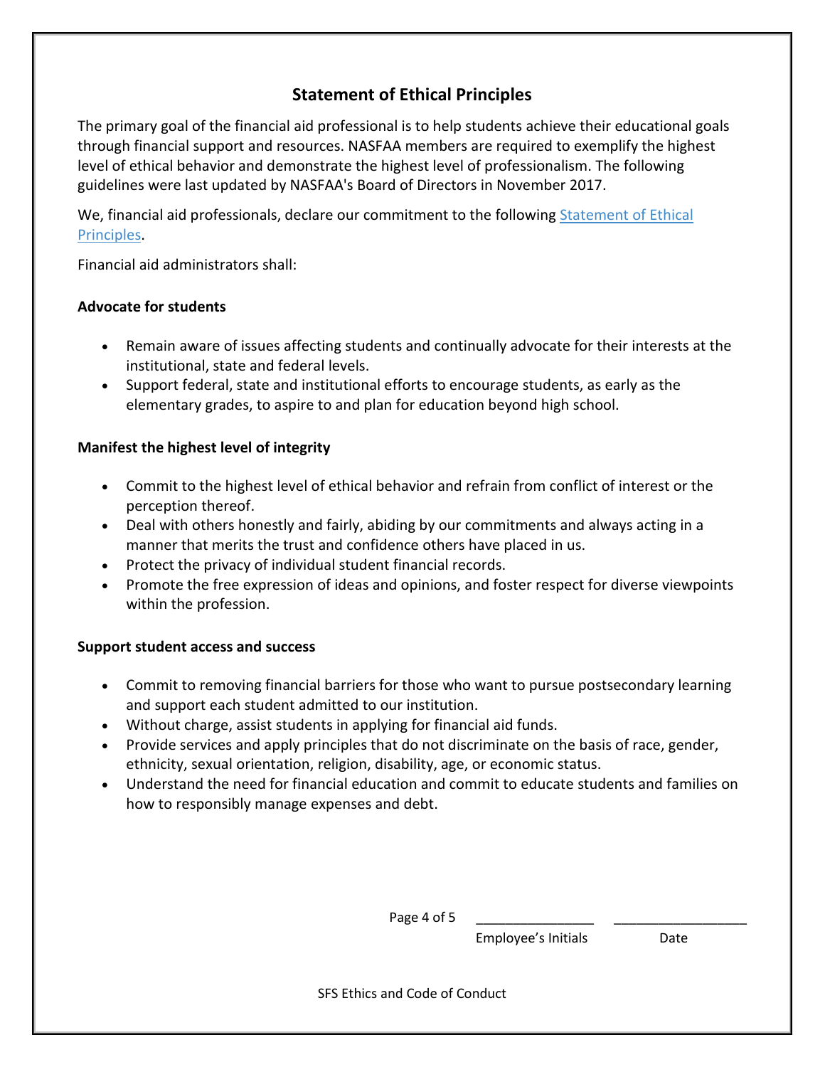## Statement of Ethical Principles

The primary goal of the financial aid professional is to help students achieve their educational goals through financial support and resources. NASFAA members are required to exemplify the highest level of ethical behavior and demonstrate the highest level of professionalism. The following guidelines were last updated by NASFAA's Board of Directors in November 2017.

We, financial aid professionals, declare our commitment to the following Statement of Ethical Principles.

Financial aid administrators shall:

**Advocate for students**

- Remain aware of issues affecting students and continually advocate for their interests at the institutional, state and federal levels.
- Support federal, state and institutional efforts to encourage students, as early as the elementary grades, to aspire to and plan for education beyond high school.

**Manifest the highest level of integrity**

- Commit to the highest level of ethical behavior and refrain from conflict of interest or the perception thereof.
- Deal with others honestly and fairly, abiding by our commitments and always acting in a manner that merits the trust and confidence others have placed in us.
- Protect the privacy of individual student financial records.
- Promote the free expression of ideas and opinions, and foster respect for diverse viewpoints within the profession.

**Support student access and success**

- Commit to removing financial barriers for those who want to pursue postsecondary learning and support each student admitted to our institution.
- Without charge, assist students in applying for financial aid funds.
- Provide services and apply principles that do not discriminate on the basis of race, gender, ethnicity, sexual orientation, religion, disability, age, or economic status.
- Understand the need for financial education and commit to educate students and families on how to responsibly manage expenses and debt.

________________ ________________

Employee's Initials Date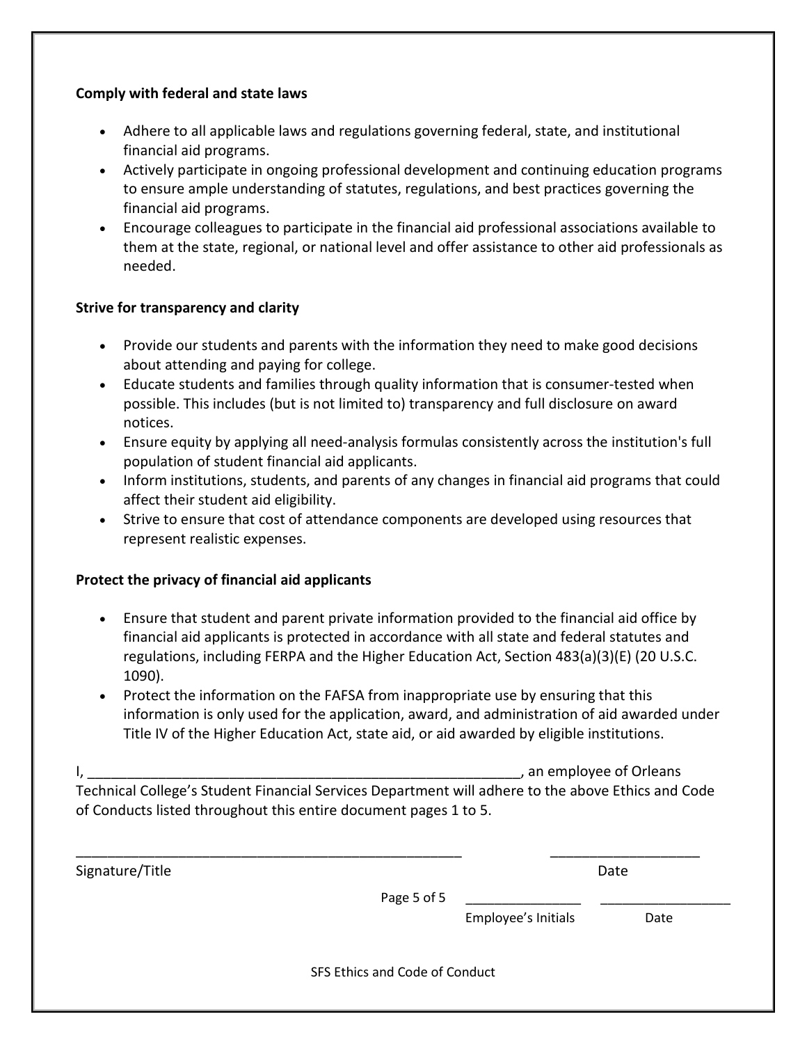**Comply with federal and state laws**

- Adhere to all applicable laws and regulations governing federal, state, and institutional financial aid programs.
- Actively participate in ongoing professional development and continuing education programs to ensure ample understanding of statutes, regulations, and best practices governing the financial aid programs.
- Encourage colleagues to participate in the financial aid professional associations available to them at the state, regional, or national level and offer assistance to other aid professionals as needed.

**Strive for transparency and clarity**

- Provide our students and parents with the information they need to make good decisions about attending and paying for college.
- Educate students and families through quality information that is consumer-tested when possible. This includes (but is not limited to) transparency and full disclosure on award notices.
- Ensure equity by applying all need-analysis formulas consistently across the institution's full population of student financial aid applicants.
- Inform institutions, students, and parents of any changes in financial aid programs that could affect their student aid eligibility.
- Strive to ensure that cost of attendance components are developed using resources that represent realistic expenses.

**Protect the privacy of financial aid applicants**

- Ensure that student and parent private information provided to the financial aid office by financial aid applicants is protected in accordance with all state and federal statutes and regulations, including FERPA and the Higher Education Act, Section 483(a)(3)(E) (20 U.S.C. 1090).
- Protect the information on the FAFSA from inappropriate use by ensuring that this information is only used for the application, award, and administration of aid awarded under Title IV of the Higher Education Act, state aid, or aid awarded by eligible institutions.

I, ________________________________________________________, an employee of Orleans Technical College's Student Financial Services Department will adhere to the above Ethics and Code of Conducts listed throughout this entire document pages 1 to 5.

__________________________________________________ ___________________

Signature/Title Date

_______________ _________________

Employee's Initials Date